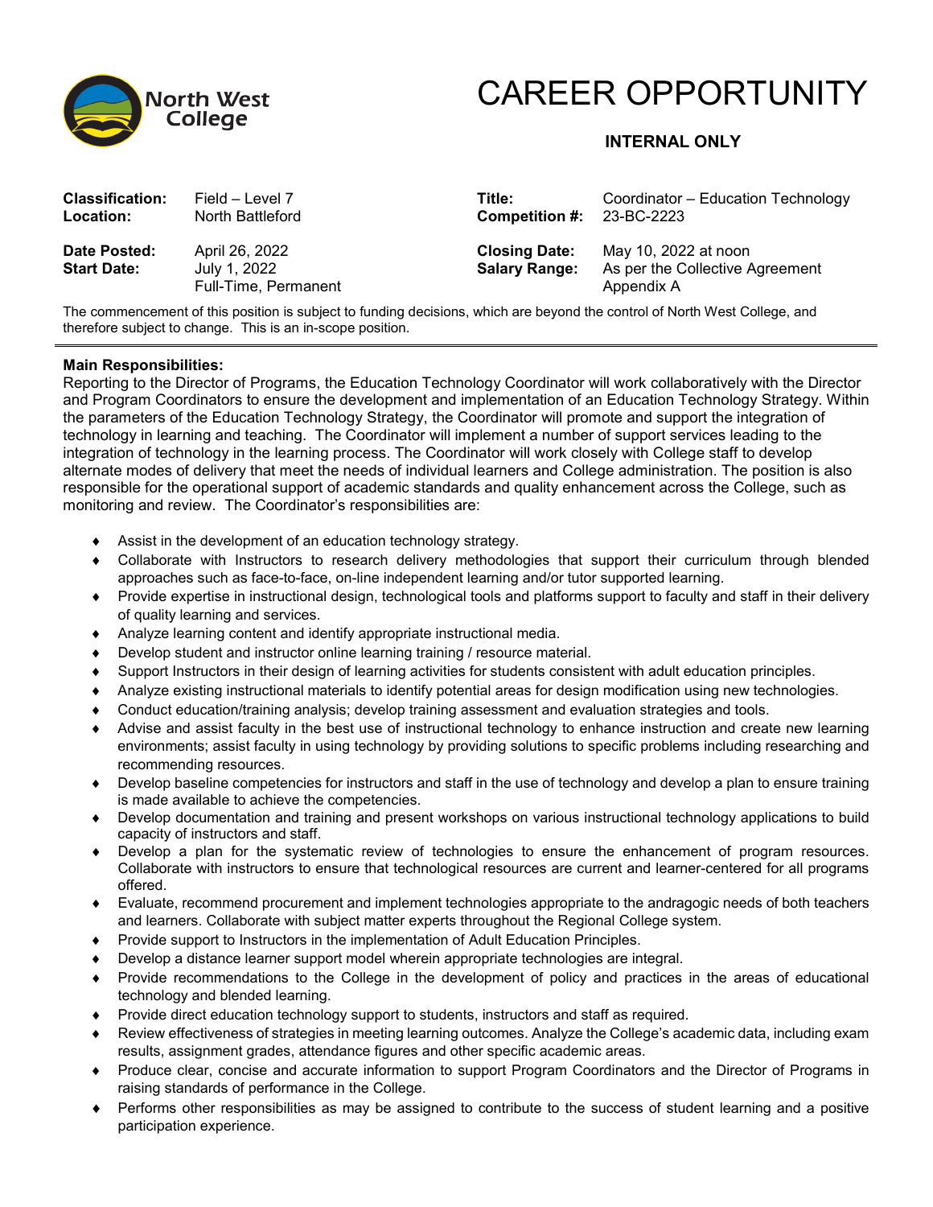North West College

# CAREER OPPORTUNITY

**INTERNAL ONLY**

| | | | |
|---|---|---|---|
| **Classification:** | Field – Level 7 | **Title:** | Coordinator – Education Technology |
| **Location:** | North Battleford | **Competition #:** | 23-BC-2223 |
| **Date Posted:** | April 26, 2022 | **Closing Date:** | May 10, 2022 at noon |
| **Start Date:** | July 1, 2022<br>Full-Time, Permanent | **Salary Range:** | As per the Collective Agreement Appendix A |

The commencement of this position is subject to funding decisions, which are beyond the control of North West College, and therefore subject to change. This is an in-scope position.

**Main Responsibilities:**

Reporting to the Director of Programs, the Education Technology Coordinator will work collaboratively with the Director and Program Coordinators to ensure the development and implementation of an Education Technology Strategy. Within the parameters of the Education Technology Strategy, the Coordinator will promote and support the integration of technology in learning and teaching. The Coordinator will implement a number of support services leading to the integration of technology in the learning process. The Coordinator will work closely with College staff to develop alternate modes of delivery that meet the needs of individual learners and College administration. The position is also responsible for the operational support of academic standards and quality enhancement across the College, such as monitoring and review. The Coordinator's responsibilities are:

- Assist in the development of an education technology strategy.
- Collaborate with Instructors to research delivery methodologies that support their curriculum through blended approaches such as face-to-face, on-line independent learning and/or tutor supported learning.
- Provide expertise in instructional design, technological tools and platforms support to faculty and staff in their delivery of quality learning and services.
- Analyze learning content and identify appropriate instructional media.
- Develop student and instructor online learning training / resource material.
- Support Instructors in their design of learning activities for students consistent with adult education principles.
- Analyze existing instructional materials to identify potential areas for design modification using new technologies.
- Conduct education/training analysis; develop training assessment and evaluation strategies and tools.
- Advise and assist faculty in the best use of instructional technology to enhance instruction and create new learning environments; assist faculty in using technology by providing solutions to specific problems including researching and recommending resources.
- Develop baseline competencies for instructors and staff in the use of technology and develop a plan to ensure training is made available to achieve the competencies.
- Develop documentation and training and present workshops on various instructional technology applications to build capacity of instructors and staff.
- Develop a plan for the systematic review of technologies to ensure the enhancement of program resources. Collaborate with instructors to ensure that technological resources are current and learner-centered for all programs offered.
- Evaluate, recommend procurement and implement technologies appropriate to the andragogic needs of both teachers and learners. Collaborate with subject matter experts throughout the Regional College system.
- Provide support to Instructors in the implementation of Adult Education Principles.
- Develop a distance learner support model wherein appropriate technologies are integral.
- Provide recommendations to the College in the development of policy and practices in the areas of educational technology and blended learning.
- Provide direct education technology support to students, instructors and staff as required.
- Review effectiveness of strategies in meeting learning outcomes. Analyze the College's academic data, including exam results, assignment grades, attendance figures and other specific academic areas.
- Produce clear, concise and accurate information to support Program Coordinators and the Director of Programs in raising standards of performance in the College.
- Performs other responsibilities as may be assigned to contribute to the success of student learning and a positive participation experience.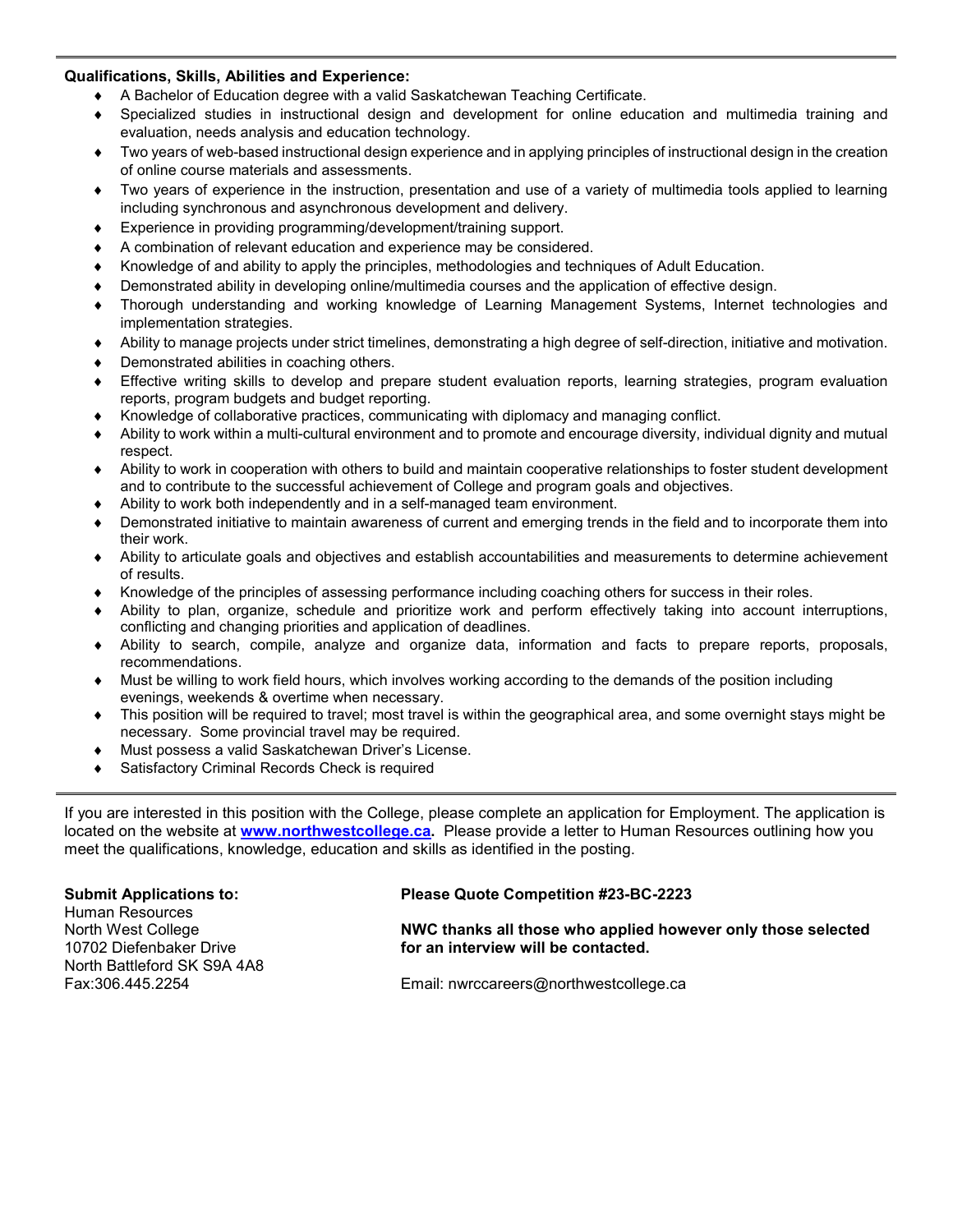**Qualifications, Skills, Abilities and Experience:**

- A Bachelor of Education degree with a valid Saskatchewan Teaching Certificate.
- Specialized studies in instructional design and development for online education and multimedia training and evaluation, needs analysis and education technology.
- Two years of web-based instructional design experience and in applying principles of instructional design in the creation of online course materials and assessments.
- Two years of experience in the instruction, presentation and use of a variety of multimedia tools applied to learning including synchronous and asynchronous development and delivery.
- Experience in providing programming/development/training support.
- A combination of relevant education and experience may be considered.
- Knowledge of and ability to apply the principles, methodologies and techniques of Adult Education.
- Demonstrated ability in developing online/multimedia courses and the application of effective design.
- Thorough understanding and working knowledge of Learning Management Systems, Internet technologies and implementation strategies.
- Ability to manage projects under strict timelines, demonstrating a high degree of self-direction, initiative and motivation.
- Demonstrated abilities in coaching others.
- Effective writing skills to develop and prepare student evaluation reports, learning strategies, program evaluation reports, program budgets and budget reporting.
- Knowledge of collaborative practices, communicating with diplomacy and managing conflict.
- Ability to work within a multi-cultural environment and to promote and encourage diversity, individual dignity and mutual respect.
- Ability to work in cooperation with others to build and maintain cooperative relationships to foster student development and to contribute to the successful achievement of College and program goals and objectives.
- Ability to work both independently and in a self-managed team environment.
- Demonstrated initiative to maintain awareness of current and emerging trends in the field and to incorporate them into their work.
- Ability to articulate goals and objectives and establish accountabilities and measurements to determine achievement of results.
- Knowledge of the principles of assessing performance including coaching others for success in their roles.
- Ability to plan, organize, schedule and prioritize work and perform effectively taking into account interruptions, conflicting and changing priorities and application of deadlines.
- Ability to search, compile, analyze and organize data, information and facts to prepare reports, proposals, recommendations.
- Must be willing to work field hours, which involves working according to the demands of the position including evenings, weekends & overtime when necessary.
- This position will be required to travel; most travel is within the geographical area, and some overnight stays might be necessary. Some provincial travel may be required.
- Must possess a valid Saskatchewan Driver's License.
- Satisfactory Criminal Records Check is required

---

If you are interested in this position with the College, please complete an application for Employment. The application is located on the website at **www.northwestcollege.ca.** Please provide a letter to Human Resources outlining how you meet the qualifications, knowledge, education and skills as identified in the posting.

**Submit Applications to:**
Human Resources
North West College
10702 Diefenbaker Drive
North Battleford SK S9A 4A8
Fax:306.445.2254

**Please Quote Competition #23-BC-2223**

**NWC thanks all those who applied however only those selected for an interview will be contacted.**

Email: nwrccareers@northwestcollege.ca